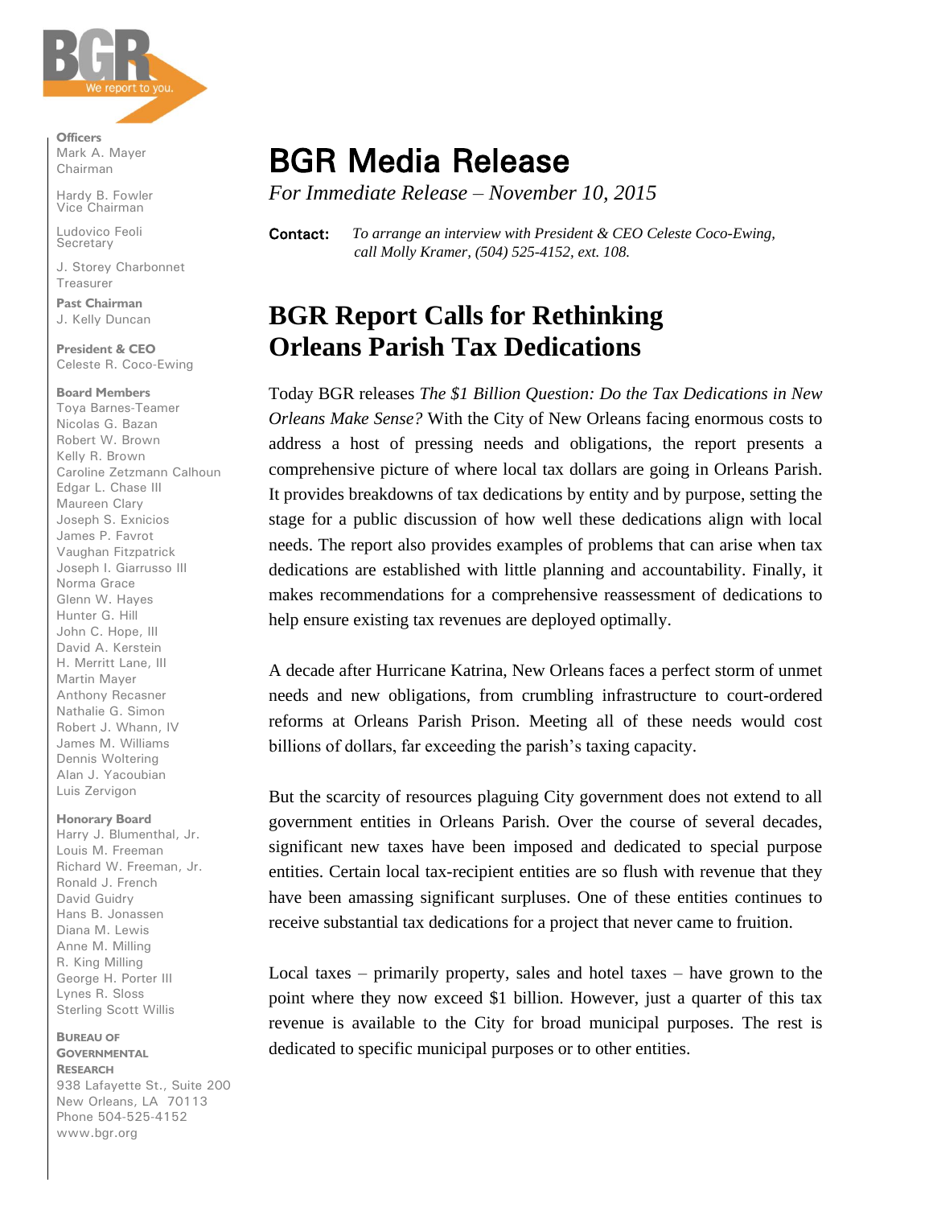BGR
We report to you.

**Officers**
Mark A. Mayer
Chairman

Hardy B. Fowler
Vice Chairman

Ludovico Feoli
Secretary

J. Storey Charbonnet
Treasurer

**Past Chairman**
J. Kelly Duncan

**President & CEO**
Celeste R. Coco-Ewing

**Board Members**
Toya Barnes-Teamer
Nicolas G. Bazan
Robert W. Brown
Kelly R. Brown
Caroline Zetzmann Calhoun
Edgar L. Chase III
Maureen Clary
Joseph S. Exnicios
James P. Favrot
Vaughan Fitzpatrick
Joseph I. Giarrusso III
Norma Grace
Glenn W. Hayes
Hunter G. Hill
John C. Hope, III
David A. Kerstein
H. Merritt Lane, III
Martin Mayer
Anthony Recasner
Nathalie G. Simon
Robert J. Whann, IV
James M. Williams
Dennis Woltering
Alan J. Yacoubian
Luis Zervigon

**Honorary Board**
Harry J. Blumenthal, Jr.
Louis M. Freeman
Richard W. Freeman, Jr.
Ronald J. French
David Guidry
Hans B. Jonassen
Diana M. Lewis
Anne M. Milling
R. King Milling
George H. Porter III
Lynes R. Sloss
Sterling Scott Willis

**BUREAU OF GOVERNMENTAL RESEARCH**
938 Lafayette St., Suite 200
New Orleans, LA 70113
Phone 504-525-4152
www.bgr.org

# BGR Media Release

*For Immediate Release – November 10, 2015*

**Contact:** *To arrange an interview with President & CEO Celeste Coco-Ewing, call Molly Kramer, (504) 525-4152, ext. 108.*

## BGR Report Calls for Rethinking Orleans Parish Tax Dedications

Today BGR releases *The $1 Billion Question: Do the Tax Dedications in New Orleans Make Sense?* With the City of New Orleans facing enormous costs to address a host of pressing needs and obligations, the report presents a comprehensive picture of where local tax dollars are going in Orleans Parish. It provides breakdowns of tax dedications by entity and by purpose, setting the stage for a public discussion of how well these dedications align with local needs. The report also provides examples of problems that can arise when tax dedications are established with little planning and accountability. Finally, it makes recommendations for a comprehensive reassessment of dedications to help ensure existing tax revenues are deployed optimally.

A decade after Hurricane Katrina, New Orleans faces a perfect storm of unmet needs and new obligations, from crumbling infrastructure to court-ordered reforms at Orleans Parish Prison. Meeting all of these needs would cost billions of dollars, far exceeding the parish's taxing capacity.

But the scarcity of resources plaguing City government does not extend to all government entities in Orleans Parish. Over the course of several decades, significant new taxes have been imposed and dedicated to special purpose entities. Certain local tax-recipient entities are so flush with revenue that they have been amassing significant surpluses. One of these entities continues to receive substantial tax dedications for a project that never came to fruition.

Local taxes – primarily property, sales and hotel taxes – have grown to the point where they now exceed $1 billion. However, just a quarter of this tax revenue is available to the City for broad municipal purposes. The rest is dedicated to specific municipal purposes or to other entities.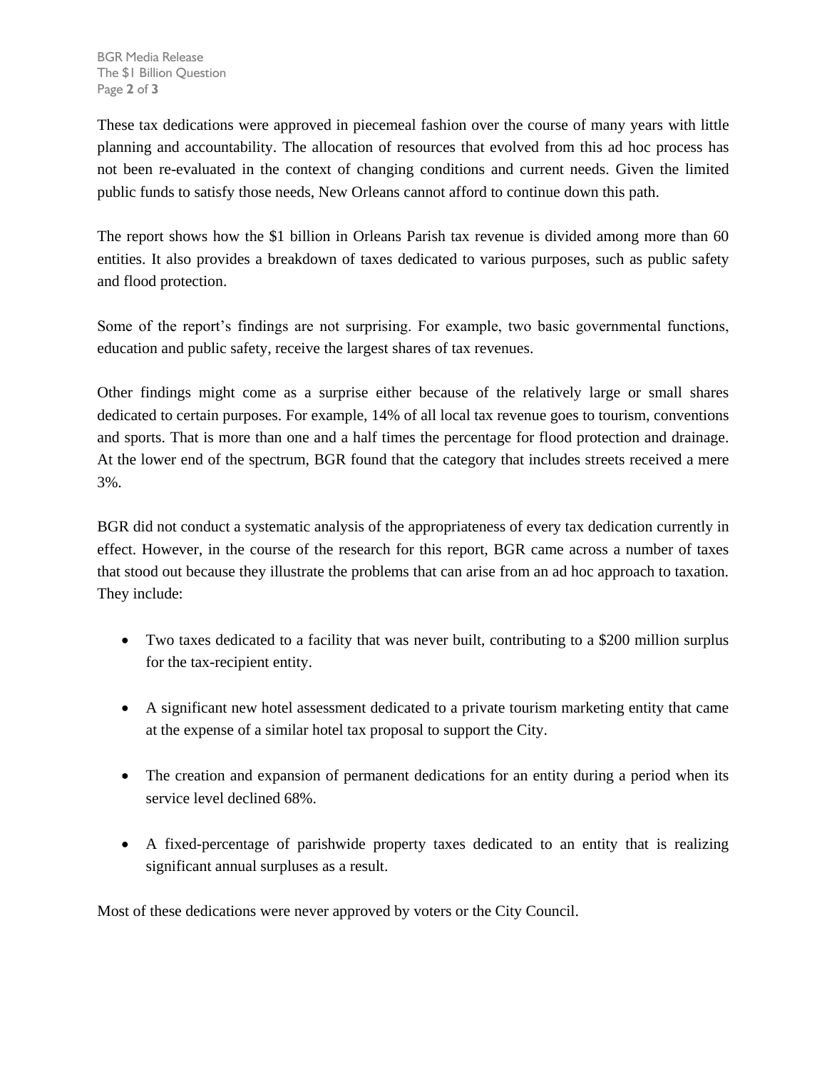These tax dedications were approved in piecemeal fashion over the course of many years with little planning and accountability. The allocation of resources that evolved from this ad hoc process has not been re-evaluated in the context of changing conditions and current needs. Given the limited public funds to satisfy those needs, New Orleans cannot afford to continue down this path.

The report shows how the $1 billion in Orleans Parish tax revenue is divided among more than 60 entities. It also provides a breakdown of taxes dedicated to various purposes, such as public safety and flood protection.

Some of the report's findings are not surprising. For example, two basic governmental functions, education and public safety, receive the largest shares of tax revenues.

Other findings might come as a surprise either because of the relatively large or small shares dedicated to certain purposes. For example, 14% of all local tax revenue goes to tourism, conventions and sports. That is more than one and a half times the percentage for flood protection and drainage. At the lower end of the spectrum, BGR found that the category that includes streets received a mere 3%.

BGR did not conduct a systematic analysis of the appropriateness of every tax dedication currently in effect. However, in the course of the research for this report, BGR came across a number of taxes that stood out because they illustrate the problems that can arise from an ad hoc approach to taxation. They include:

- Two taxes dedicated to a facility that was never built, contributing to a $200 million surplus for the tax-recipient entity.
- A significant new hotel assessment dedicated to a private tourism marketing entity that came at the expense of a similar hotel tax proposal to support the City.
- The creation and expansion of permanent dedications for an entity during a period when its service level declined 68%.
- A fixed-percentage of parishwide property taxes dedicated to an entity that is realizing significant annual surpluses as a result.

Most of these dedications were never approved by voters or the City Council.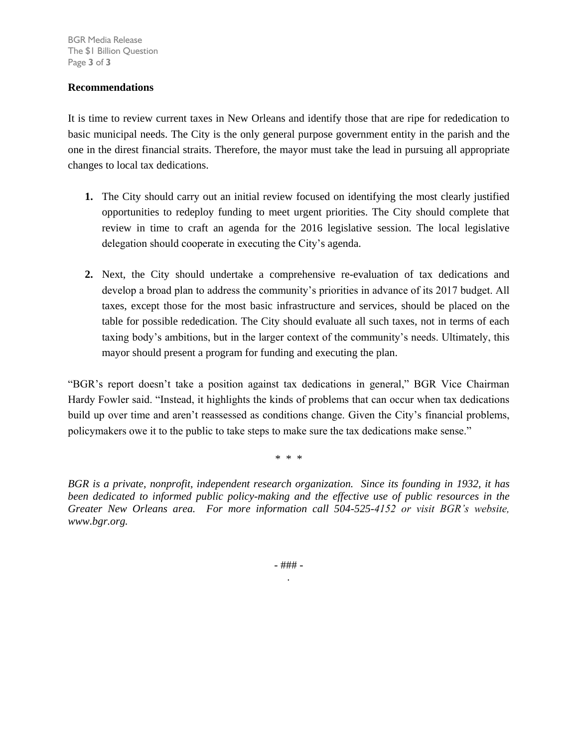## Recommendations

It is time to review current taxes in New Orleans and identify those that are ripe for rededication to basic municipal needs. The City is the only general purpose government entity in the parish and the one in the direst financial straits. Therefore, the mayor must take the lead in pursuing all appropriate changes to local tax dedications.

1. The City should carry out an initial review focused on identifying the most clearly justified opportunities to redeploy funding to meet urgent priorities. The City should complete that review in time to craft an agenda for the 2016 legislative session. The local legislative delegation should cooperate in executing the City's agenda.

2. Next, the City should undertake a comprehensive re-evaluation of tax dedications and develop a broad plan to address the community's priorities in advance of its 2017 budget. All taxes, except those for the most basic infrastructure and services, should be placed on the table for possible rededication. The City should evaluate all such taxes, not in terms of each taxing body's ambitions, but in the larger context of the community's needs. Ultimately, this mayor should present a program for funding and executing the plan.

"BGR's report doesn't take a position against tax dedications in general," BGR Vice Chairman Hardy Fowler said. "Instead, it highlights the kinds of problems that can occur when tax dedications build up over time and aren't reassessed as conditions change. Given the City's financial problems, policymakers owe it to the public to take steps to make sure the tax dedications make sense."

\* \* \*

*BGR is a private, nonprofit, independent research organization. Since its founding in 1932, it has been dedicated to informed public policy-making and the effective use of public resources in the Greater New Orleans area. For more information call 504-525-4152 or visit BGR's website, www.bgr.org.*

- ### -